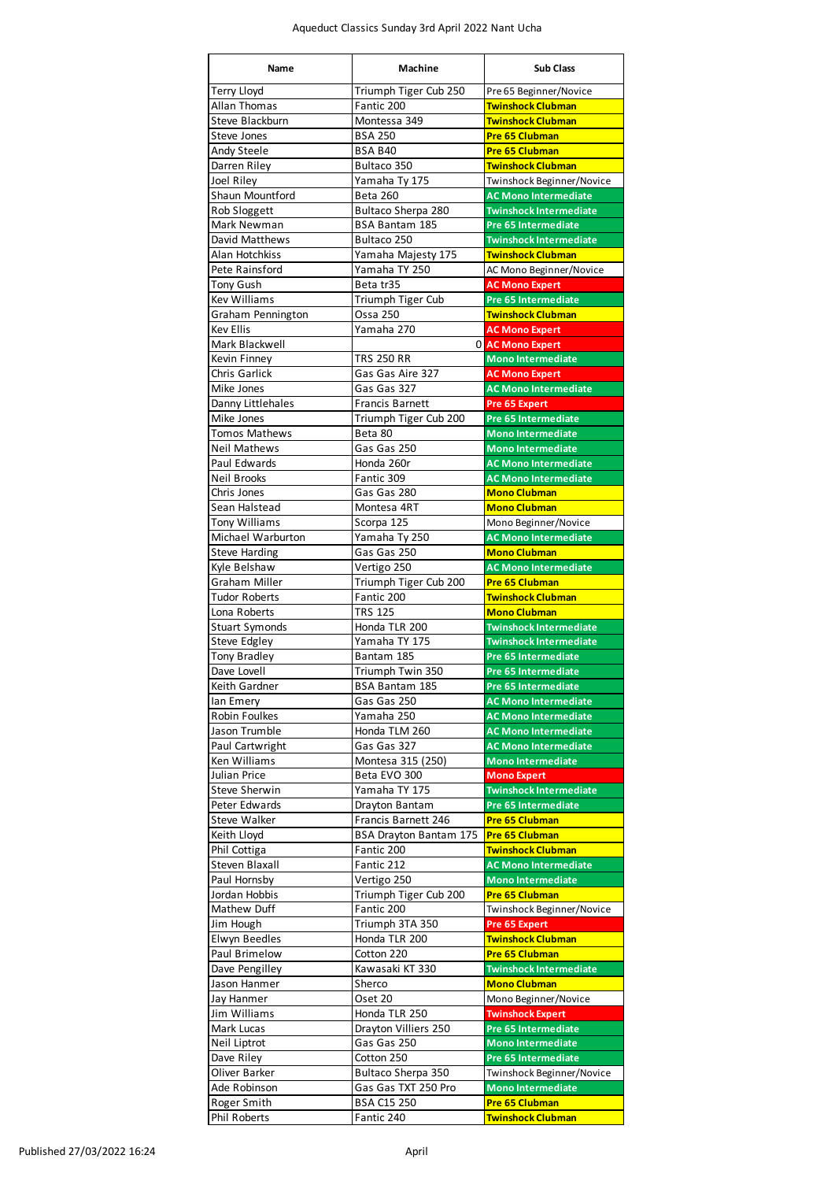Aqueduct Classics Sunday 3rd April 2022 Nant Ucha

| Name | Machine | Sub Class |
|---|---|---|
| Terry Lloyd | Triumph Tiger Cub 250 | Pre 65 Beginner/Novice |
| Allan Thomas | Fantic 200 | Twinshock Clubman |
| Steve Blackburn | Montessa 349 | Twinshock Clubman |
| Steve Jones | BSA 250 | Pre 65 Clubman |
| Andy Steele | BSA B40 | Pre 65 Clubman |
| Darren Riley | Bultaco 350 | Twinshock Clubman |
| Joel Riley | Yamaha Ty 175 | Twinshock Beginner/Novice |
| Shaun Mountford | Beta 260 | AC Mono Intermediate |
| Rob Sloggett | Bultaco Sherpa 280 | Twinshock Intermediate |
| Mark Newman | BSA Bantam 185 | Pre 65 Intermediate |
| David Matthews | Bultaco 250 | Twinshock Intermediate |
| Alan Hotchkiss | Yamaha Majesty 175 | Twinshock Clubman |
| Pete Rainsford | Yamaha TY 250 | AC Mono Beginner/Novice |
| Tony Gush | Beta tr35 | AC Mono Expert |
| Kev Williams | Triumph Tiger Cub | Pre 65 Intermediate |
| Graham Pennington | Ossa 250 | Twinshock Clubman |
| Kev Ellis | Yamaha 270 | AC Mono Expert |
| Mark Blackwell | 0 | AC Mono Expert |
| Kevin Finney | TRS 250 RR | Mono Intermediate |
| Chris Garlick | Gas Gas Aire 327 | AC Mono Expert |
| Mike Jones | Gas Gas 327 | AC Mono Intermediate |
| Danny Littlehales | Francis Barnett | Pre 65 Expert |
| Mike Jones | Triumph Tiger Cub 200 | Pre 65 Intermediate |
| Tomos Mathews | Beta 80 | Mono Intermediate |
| Neil Mathews | Gas Gas 250 | Mono Intermediate |
| Paul Edwards | Honda 260r | AC Mono Intermediate |
| Neil Brooks | Fantic 309 | AC Mono Intermediate |
| Chris Jones | Gas Gas 280 | Mono Clubman |
| Sean Halstead | Montesa 4RT | Mono Clubman |
| Tony Williams | Scorpa 125 | Mono Beginner/Novice |
| Michael Warburton | Yamaha Ty 250 | AC Mono Intermediate |
| Steve Harding | Gas Gas 250 | Mono Clubman |
| Kyle Belshaw | Vertigo 250 | AC Mono Intermediate |
| Graham Miller | Triumph Tiger Cub 200 | Pre 65 Clubman |
| Tudor Roberts | Fantic 200 | Twinshock Clubman |
| Lona Roberts | TRS 125 | Mono Clubman |
| Stuart Symonds | Honda TLR 200 | Twinshock Intermediate |
| Steve Edgley | Yamaha TY 175 | Twinshock Intermediate |
| Tony Bradley | Bantam 185 | Pre 65 Intermediate |
| Dave Lovell | Triumph Twin 350 | Pre 65 Intermediate |
| Keith Gardner | BSA Bantam 185 | Pre 65 Intermediate |
| Ian Emery | Gas Gas 250 | AC Mono Intermediate |
| Robin Foulkes | Yamaha 250 | AC Mono Intermediate |
| Jason Trumble | Honda TLM 260 | AC Mono Intermediate |
| Paul Cartwright | Gas Gas 327 | AC Mono Intermediate |
| Ken Williams | Montesa 315 (250) | Mono Intermediate |
| Julian Price | Beta EVO 300 | Mono Expert |
| Steve Sherwin | Yamaha TY 175 | Twinshock Intermediate |
| Peter Edwards | Drayton Bantam | Pre 65 Intermediate |
| Steve Walker | Francis Barnett 246 | Pre 65 Clubman |
| Keith Lloyd | BSA Drayton Bantam 175 | Pre 65 Clubman |
| Phil Cottiga | Fantic 200 | Twinshock Clubman |
| Steven Blaxall | Fantic 212 | AC Mono Intermediate |
| Paul Hornsby | Vertigo 250 | Mono Intermediate |
| Jordan Hobbis | Triumph Tiger Cub 200 | Pre 65 Clubman |
| Mathew Duff | Fantic 200 | Twinshock Beginner/Novice |
| Jim Hough | Triumph 3TA 350 | Pre 65 Expert |
| Elwyn Beedles | Honda TLR 200 | Twinshock Clubman |
| Paul Brimelow | Cotton 220 | Pre 65 Clubman |
| Dave Pengilley | Kawasaki KT 330 | Twinshock Intermediate |
| Jason Hanmer | Sherco | Mono Clubman |
| Jay Hanmer | Oset 20 | Mono Beginner/Novice |
| Jim Williams | Honda TLR 250 | Twinshock Expert |
| Mark Lucas | Drayton Villiers 250 | Pre 65 Intermediate |
| Neil Liptrot | Gas Gas 250 | Mono Intermediate |
| Dave Riley | Cotton 250 | Pre 65 Intermediate |
| Oliver Barker | Bultaco Sherpa 350 | Twinshock Beginner/Novice |
| Ade Robinson | Gas Gas TXT 250 Pro | Mono Intermediate |
| Roger Smith | BSA C15 250 | Pre 65 Clubman |
| Phil Roberts | Fantic 240 | Twinshock Clubman |

Published 27/03/2022 16:24

April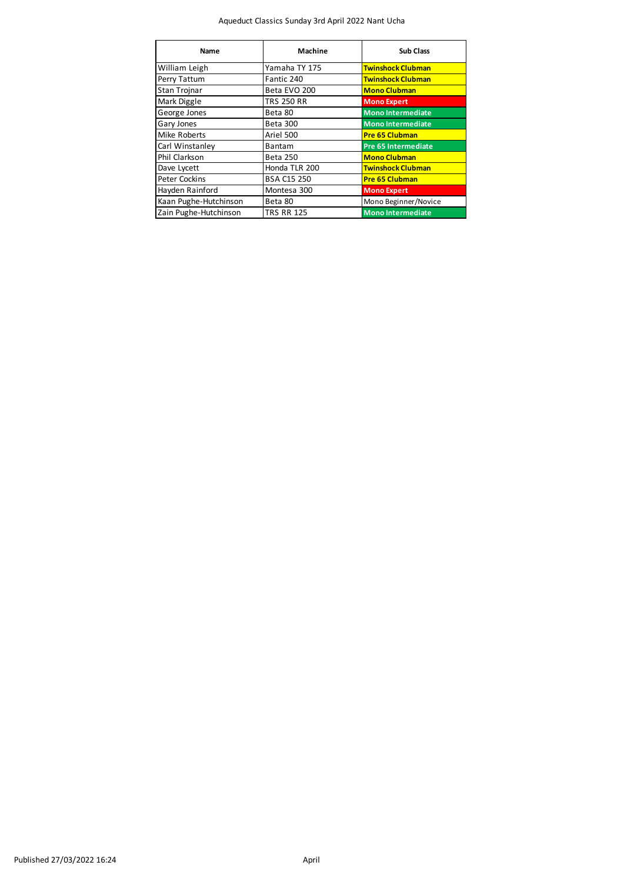Aqueduct Classics Sunday 3rd April 2022 Nant Ucha

| Name | Machine | Sub Class |
|---|---|---|
| William Leigh | Yamaha TY 175 | Twinshock Clubman |
| Perry Tattum | Fantic 240 | Twinshock Clubman |
| Stan Trojnar | Beta EVO 200 | Mono Clubman |
| Mark Diggle | TRS 250 RR | Mono Expert |
| George Jones | Beta 80 | Mono Intermediate |
| Gary Jones | Beta 300 | Mono Intermediate |
| Mike Roberts | Ariel 500 | Pre 65 Clubman |
| Carl Winstanley | Bantam | Pre 65 Intermediate |
| Phil Clarkson | Beta 250 | Mono Clubman |
| Dave Lycett | Honda TLR 200 | Twinshock Clubman |
| Peter Cockins | BSA C15 250 | Pre 65 Clubman |
| Hayden Rainford | Montesa 300 | Mono Expert |
| Kaan Pughe-Hutchinson | Beta 80 | Mono Beginner/Novice |
| Zain Pughe-Hutchinson | TRS RR 125 | Mono Intermediate |

Published 27/03/2022 16:24

April